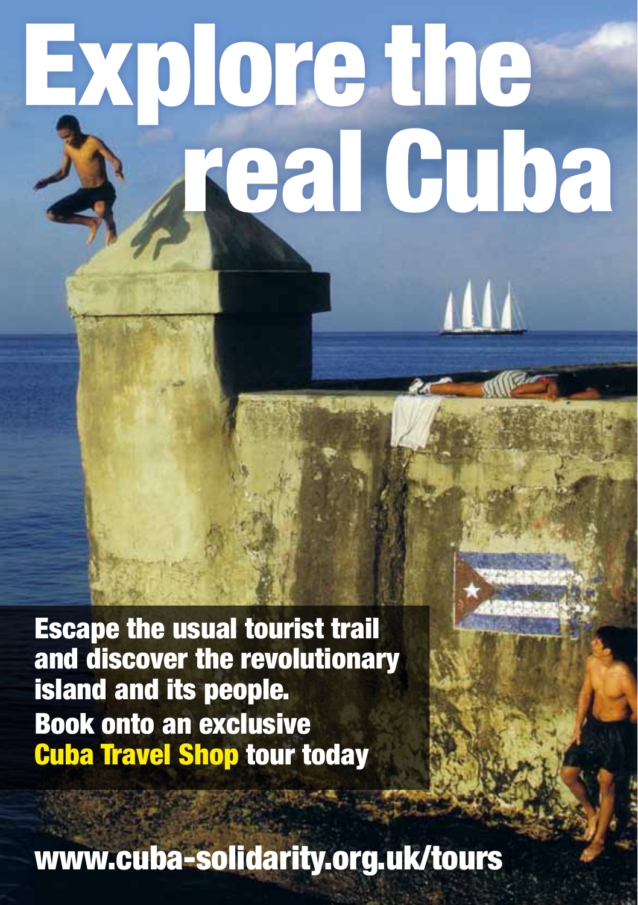# Explore the real Cuba

**Escape the usual tourist trail and discover the revolutionary island and its people.**

**Book onto an exclusive Cuba Travel Shop tour today**

**www.cuba-solidarity.org.uk/tours**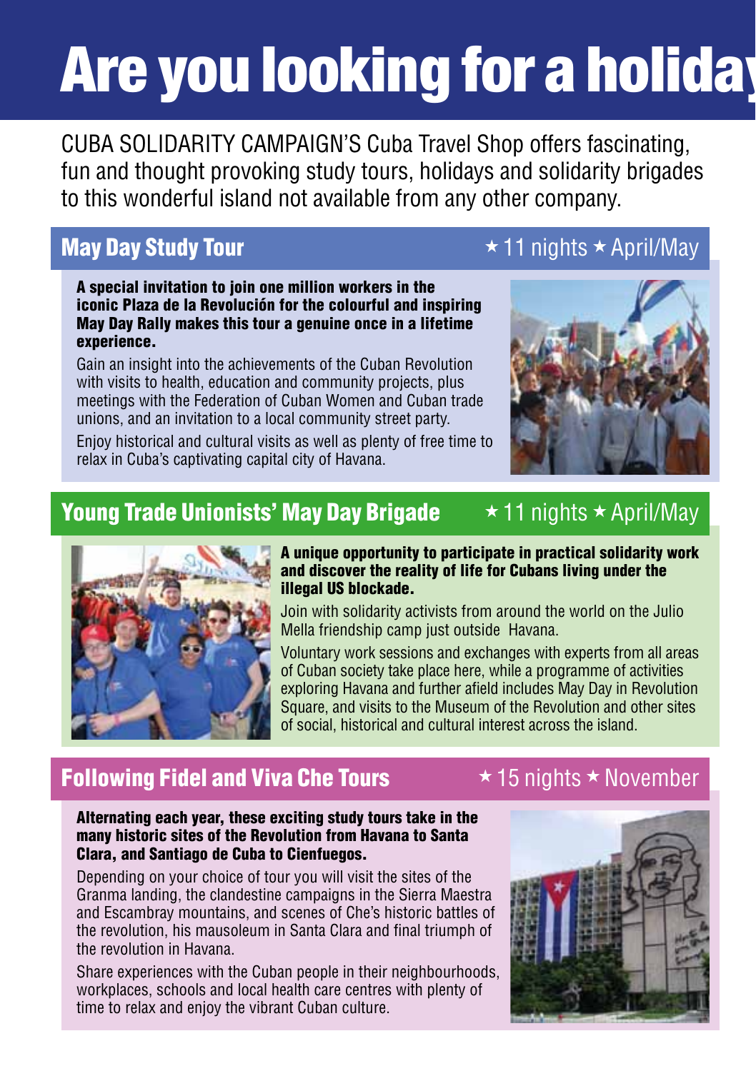# Are you looking for a holiday

CUBA SOLIDARITY CAMPAIGN'S Cuba Travel Shop offers fascinating, fun and thought provoking study tours, holidays and solidarity brigades to this wonderful island not available from any other company.

## May Day Study Tour ★ 11 nights ★ April/May

**A special invitation to join one million workers in the iconic Plaza de la Revolución for the colourful and inspiring May Day Rally makes this tour a genuine once in a lifetime experience.**

Gain an insight into the achievements of the Cuban Revolution with visits to health, education and community projects, plus meetings with the Federation of Cuban Women and Cuban trade unions, and an invitation to a local community street party.

Enjoy historical and cultural visits as well as plenty of free time to relax in Cuba's captivating capital city of Havana.

## Young Trade Unionists' May Day Brigade ★ 11 nights ★ April/May

**A unique opportunity to participate in practical solidarity work and discover the reality of life for Cubans living under the illegal US blockade.**

Join with solidarity activists from around the world on the Julio Mella friendship camp just outside Havana.

Voluntary work sessions and exchanges with experts from all areas of Cuban society take place here, while a programme of activities exploring Havana and further afield includes May Day in Revolution Square, and visits to the Museum of the Revolution and other sites of social, historical and cultural interest across the island.

## Following Fidel and Viva Che Tours ★ 15 nights ★ November

**Alternating each year, these exciting study tours take in the many historic sites of the Revolution from Havana to Santa Clara, and Santiago de Cuba to Cienfuegos.**

Depending on your choice of tour you will visit the sites of the Granma landing, the clandestine campaigns in the Sierra Maestra and Escambray mountains, and scenes of Che's historic battles of the revolution, his mausoleum in Santa Clara and final triumph of the revolution in Havana.

Share experiences with the Cuban people in their neighbourhoods, workplaces, schools and local health care centres with plenty of time to relax and enjoy the vibrant Cuban culture.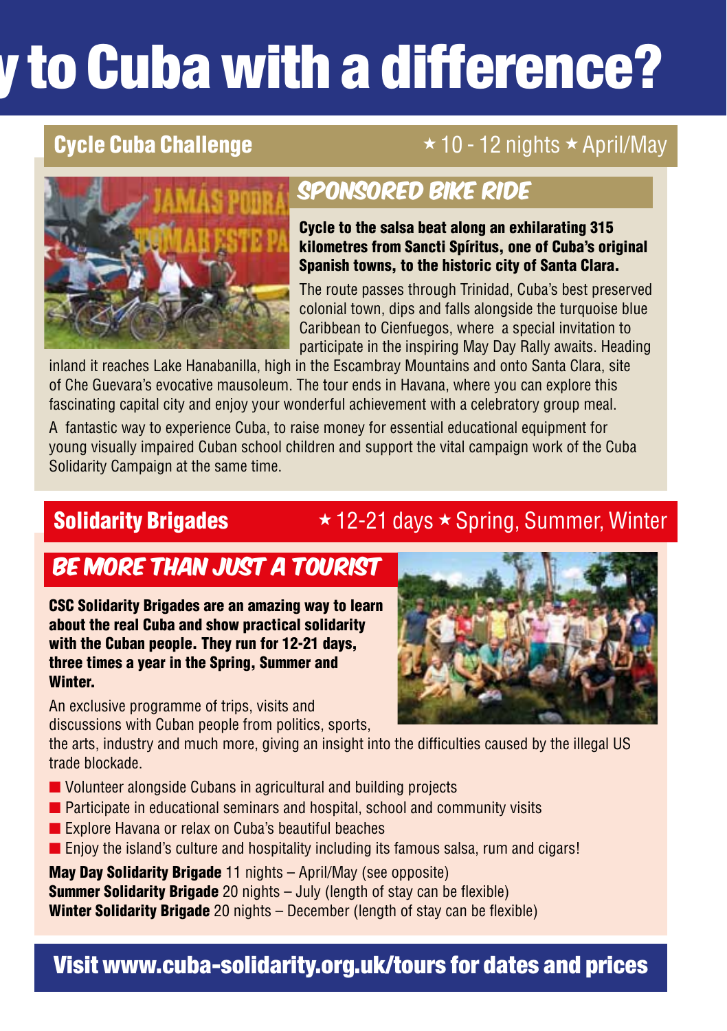# y to Cuba with a difference?

## Cycle Cuba Challenge

★ 10 - 12 nights ★ April/May

### SPONSORED BIKE RIDE

**Cycle to the salsa beat along an exhilarating 315 kilometres from Sancti Spíritus, one of Cuba's original Spanish towns, to the historic city of Santa Clara.**

The route passes through Trinidad, Cuba's best preserved colonial town, dips and falls alongside the turquoise blue Caribbean to Cienfuegos, where a special invitation to participate in the inspiring May Day Rally awaits. Heading inland it reaches Lake Hanabanilla, high in the Escambray Mountains and onto Santa Clara, site of Che Guevara's evocative mausoleum. The tour ends in Havana, where you can explore this fascinating capital city and enjoy your wonderful achievement with a celebratory group meal.

A fantastic way to experience Cuba, to raise money for essential educational equipment for young visually impaired Cuban school children and support the vital campaign work of the Cuba Solidarity Campaign at the same time.

## Solidarity Brigades

★ 12-21 days ★ Spring, Summer, Winter

### BE MORE THAN JUST A TOURIST

**CSC Solidarity Brigades are an amazing way to learn about the real Cuba and show practical solidarity with the Cuban people. They run for 12-21 days, three times a year in the Spring, Summer and Winter.**

An exclusive programme of trips, visits and discussions with Cuban people from politics, sports, the arts, industry and much more, giving an insight into the difficulties caused by the illegal US trade blockade.

- Volunteer alongside Cubans in agricultural and building projects
- Participate in educational seminars and hospital, school and community visits
- Explore Havana or relax on Cuba's beautiful beaches
- Enjoy the island's culture and hospitality including its famous salsa, rum and cigars!

**May Day Solidarity Brigade** 11 nights – April/May (see opposite)
**Summer Solidarity Brigade** 20 nights – July (length of stay can be flexible)
**Winter Solidarity Brigade** 20 nights – December (length of stay can be flexible)

**Visit www.cuba-solidarity.org.uk/tours for dates and prices**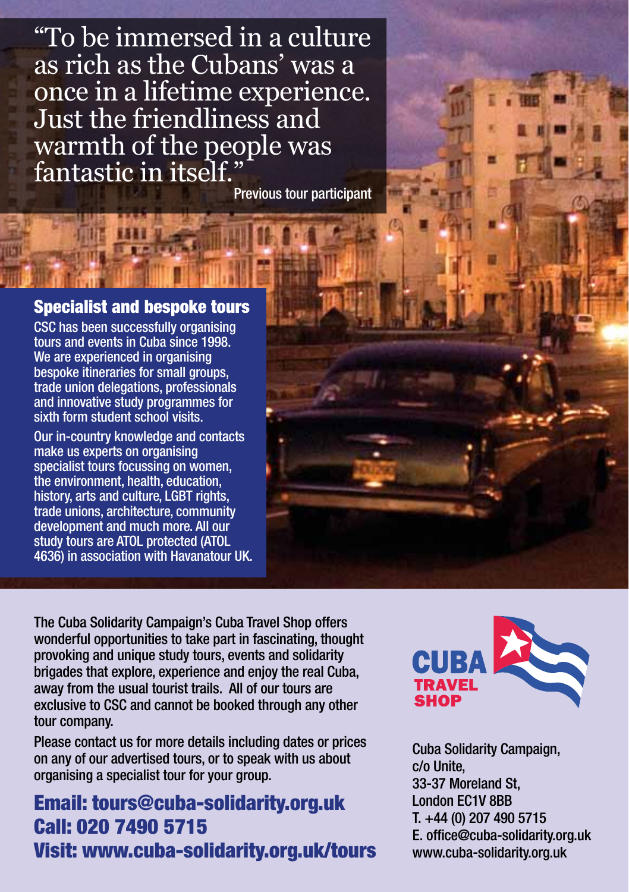"To be immersed in a culture as rich as the Cubans' was a once in a lifetime experience. Just the friendliness and warmth of the people was fantastic in itself."

Previous tour participant

## Specialist and bespoke tours

CSC has been successfully organising tours and events in Cuba since 1998. We are experienced in organising bespoke itineraries for small groups, trade union delegations, professionals and innovative study programmes for sixth form student school visits.

Our in-country knowledge and contacts make us experts on organising specialist tours focussing on women, the environment, health, education, history, arts and culture, LGBT rights, trade unions, architecture, community development and much more. All our study tours are ATOL protected (ATOL 4636) in association with Havanatour UK.

The Cuba Solidarity Campaign's Cuba Travel Shop offers wonderful opportunities to take part in fascinating, thought provoking and unique study tours, events and solidarity brigades that explore, experience and enjoy the real Cuba, away from the usual tourist trails. All of our tours are exclusive to CSC and cannot be booked through any other tour company.

Please contact us for more details including dates or prices on any of our advertised tours, or to speak with us about organising a specialist tour for your group.

**Email: tours@cuba-solidarity.org.uk**
**Call: 020 7490 5715**
**Visit: www.cuba-solidarity.org.uk/tours**

CUBA TRAVEL SHOP

Cuba Solidarity Campaign,
c/o Unite,
33-37 Moreland St,
London EC1V 8BB
T. +44 (0) 207 490 5715
E. office@cuba-solidarity.org.uk
www.cuba-solidarity.org.uk